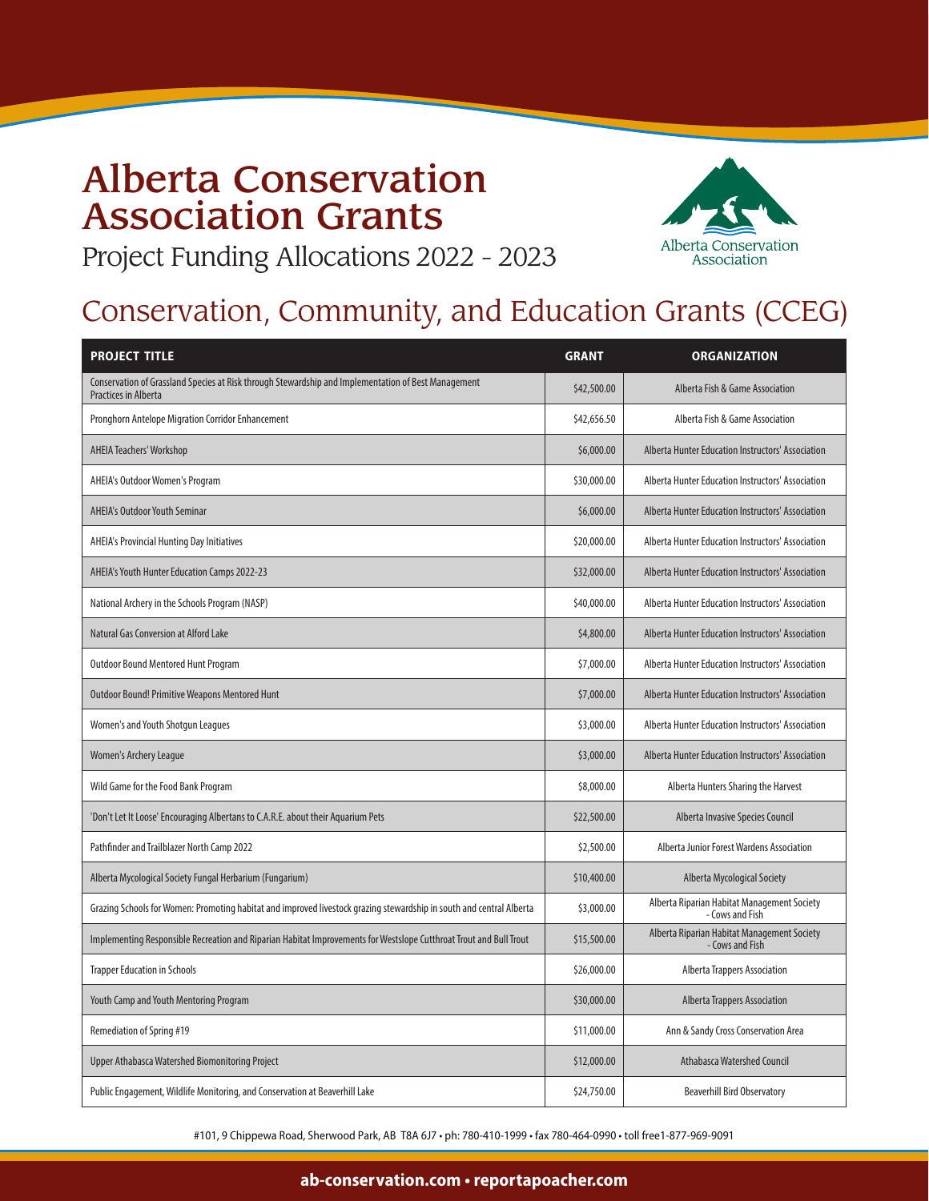# Alberta Conservation Association Grants

Project Funding Allocations 2022 - 2023

## Conservation, Community, and Education Grants (CCEG)

| PROJECT TITLE | GRANT | ORGANIZATION |
|---|---|---|
| Conservation of Grassland Species at Risk through Stewardship and Implementation of Best Management Practices in Alberta | $42,500.00 | Alberta Fish & Game Association |
| Pronghorn Antelope Migration Corridor Enhancement | $42,656.50 | Alberta Fish & Game Association |
| AHEIA Teachers' Workshop | $6,000.00 | Alberta Hunter Education Instructors' Association |
| AHEIA's Outdoor Women's Program | $30,000.00 | Alberta Hunter Education Instructors' Association |
| AHEIA's Outdoor Youth Seminar | $6,000.00 | Alberta Hunter Education Instructors' Association |
| AHEIA's Provincial Hunting Day Initiatives | $20,000.00 | Alberta Hunter Education Instructors' Association |
| AHEIA's Youth Hunter Education Camps 2022-23 | $32,000.00 | Alberta Hunter Education Instructors' Association |
| National Archery in the Schools Program (NASP) | $40,000.00 | Alberta Hunter Education Instructors' Association |
| Natural Gas Conversion at Alford Lake | $4,800.00 | Alberta Hunter Education Instructors' Association |
| Outdoor Bound Mentored Hunt Program | $7,000.00 | Alberta Hunter Education Instructors' Association |
| Outdoor Bound! Primitive Weapons Mentored Hunt | $7,000.00 | Alberta Hunter Education Instructors' Association |
| Women's and Youth Shotgun Leagues | $3,000.00 | Alberta Hunter Education Instructors' Association |
| Women's Archery League | $3,000.00 | Alberta Hunter Education Instructors' Association |
| Wild Game for the Food Bank Program | $8,000.00 | Alberta Hunters Sharing the Harvest |
| 'Don't Let It Loose' Encouraging Albertans to C.A.R.E. about their Aquarium Pets | $22,500.00 | Alberta Invasive Species Council |
| Pathfinder and Trailblazer North Camp 2022 | $2,500.00 | Alberta Junior Forest Wardens Association |
| Alberta Mycological Society Fungal Herbarium (Fungarium) | $10,400.00 | Alberta Mycological Society |
| Grazing Schools for Women: Promoting habitat and improved livestock grazing stewardship in south and central Alberta | $3,000.00 | Alberta Riparian Habitat Management Society - Cows and Fish |
| Implementing Responsible Recreation and Riparian Habitat Improvements for Westslope Cutthroat Trout and Bull Trout | $15,500.00 | Alberta Riparian Habitat Management Society - Cows and Fish |
| Trapper Education in Schools | $26,000.00 | Alberta Trappers Association |
| Youth Camp and Youth Mentoring Program | $30,000.00 | Alberta Trappers Association |
| Remediation of Spring #19 | $11,000.00 | Ann & Sandy Cross Conservation Area |
| Upper Athabasca Watershed Biomonitoring Project | $12,000.00 | Athabasca Watershed Council |
| Public Engagement, Wildlife Monitoring, and Conservation at Beaverhill Lake | $24,750.00 | Beaverhill Bird Observatory |

#101, 9 Chippewa Road, Sherwood Park, AB T8A 6J7 • ph: 780-410-1999 • fax 780-464-0990 • toll free1-877-969-9091

**ab-conservation.com • reportapoacher.com**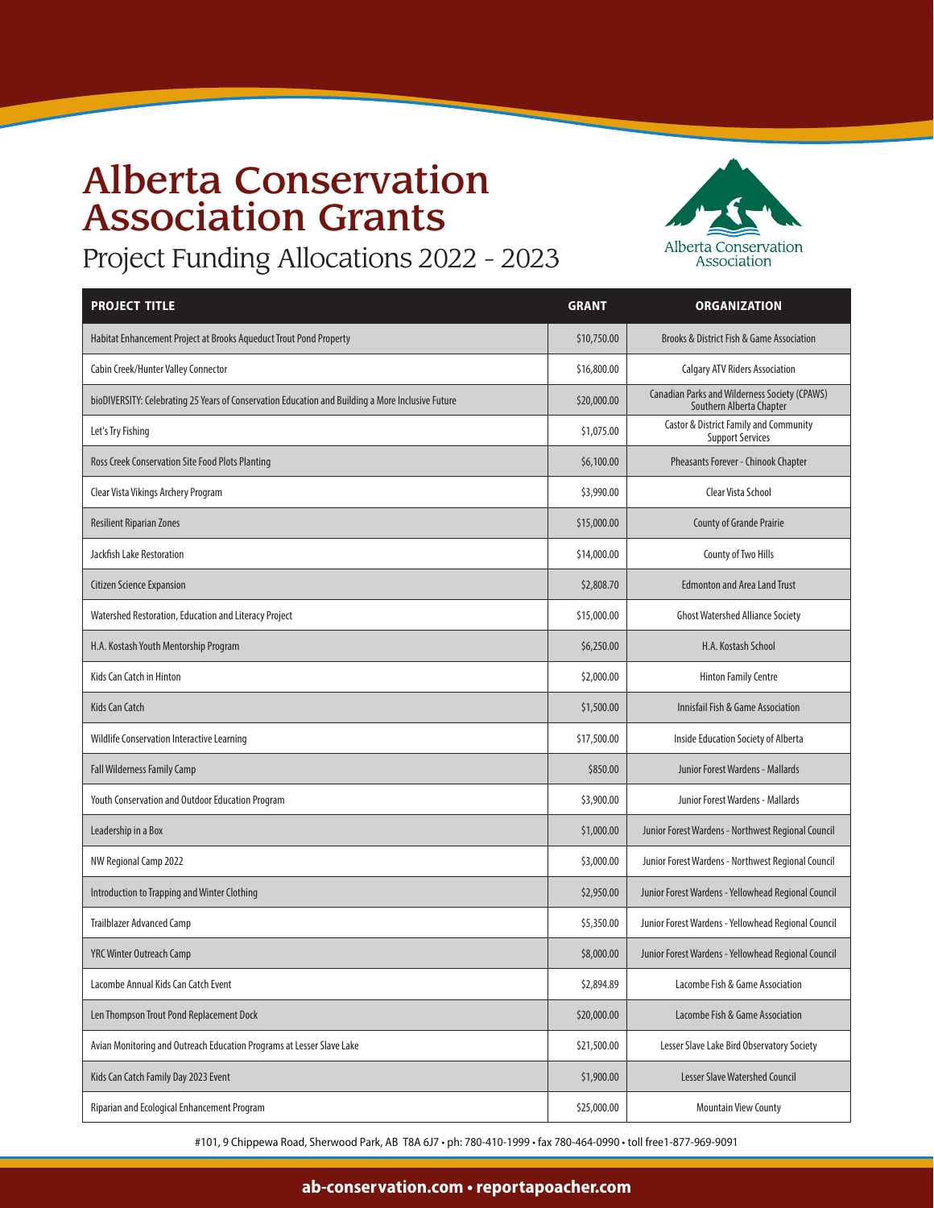# Alberta Conservation Association Grants

## Project Funding Allocations 2022 - 2023

| PROJECT TITLE | GRANT | ORGANIZATION |
|---|---|---|
| Habitat Enhancement Project at Brooks Aqueduct Trout Pond Property | $10,750.00 | Brooks & District Fish & Game Association |
| Cabin Creek/Hunter Valley Connector | $16,800.00 | Calgary ATV Riders Association |
| bioDIVERSITY: Celebrating 25 Years of Conservation Education and Building a More Inclusive Future | $20,000.00 | Canadian Parks and Wilderness Society (CPAWS) Southern Alberta Chapter |
| Let's Try Fishing | $1,075.00 | Castor & District Family and Community Support Services |
| Ross Creek Conservation Site Food Plots Planting | $6,100.00 | Pheasants Forever - Chinook Chapter |
| Clear Vista Vikings Archery Program | $3,990.00 | Clear Vista School |
| Resilient Riparian Zones | $15,000.00 | County of Grande Prairie |
| Jackfish Lake Restoration | $14,000.00 | County of Two Hills |
| Citizen Science Expansion | $2,808.70 | Edmonton and Area Land Trust |
| Watershed Restoration, Education and Literacy Project | $15,000.00 | Ghost Watershed Alliance Society |
| H.A. Kostash Youth Mentorship Program | $6,250.00 | H.A. Kostash School |
| Kids Can Catch in Hinton | $2,000.00 | Hinton Family Centre |
| Kids Can Catch | $1,500.00 | Innisfail Fish & Game Association |
| Wildlife Conservation Interactive Learning | $17,500.00 | Inside Education Society of Alberta |
| Fall Wilderness Family Camp | $850.00 | Junior Forest Wardens - Mallards |
| Youth Conservation and Outdoor Education Program | $3,900.00 | Junior Forest Wardens - Mallards |
| Leadership in a Box | $1,000.00 | Junior Forest Wardens - Northwest Regional Council |
| NW Regional Camp 2022 | $3,000.00 | Junior Forest Wardens - Northwest Regional Council |
| Introduction to Trapping and Winter Clothing | $2,950.00 | Junior Forest Wardens - Yellowhead Regional Council |
| Trailblazer Advanced Camp | $5,350.00 | Junior Forest Wardens - Yellowhead Regional Council |
| YRC Winter Outreach Camp | $8,000.00 | Junior Forest Wardens - Yellowhead Regional Council |
| Lacombe Annual Kids Can Catch Event | $2,894.89 | Lacombe Fish & Game Association |
| Len Thompson Trout Pond Replacement Dock | $20,000.00 | Lacombe Fish & Game Association |
| Avian Monitoring and Outreach Education Programs at Lesser Slave Lake | $21,500.00 | Lesser Slave Lake Bird Observatory Society |
| Kids Can Catch Family Day 2023 Event | $1,900.00 | Lesser Slave Watershed Council |
| Riparian and Ecological Enhancement Program | $25,000.00 | Mountain View County |

#101, 9 Chippewa Road, Sherwood Park, AB T8A 6J7 • ph: 780-410-1999 • fax 780-464-0990 • toll free1-877-969-9091

**ab-conservation.com • reportapoacher.com**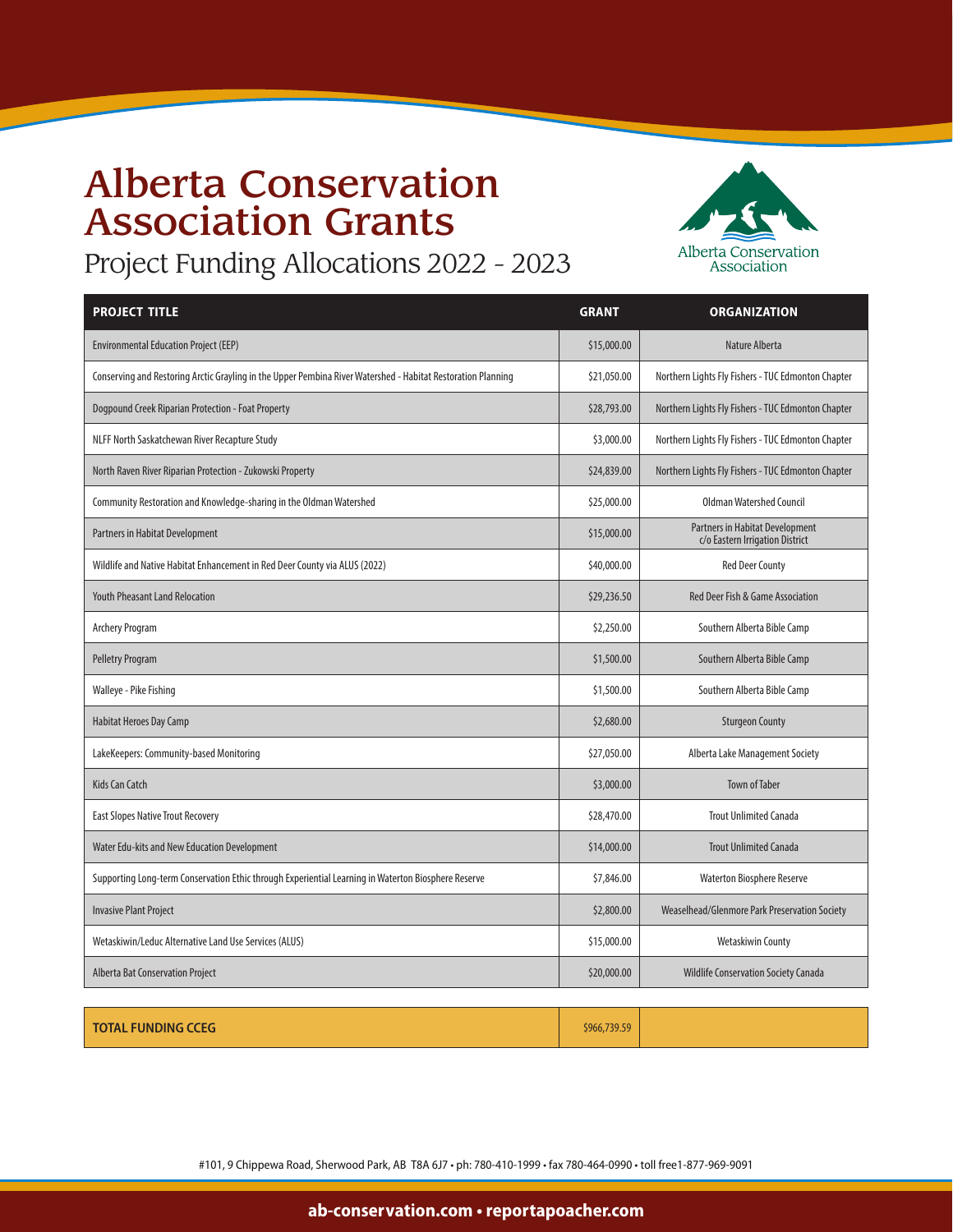# Alberta Conservation Association Grants

## Project Funding Allocations 2022 - 2023

| PROJECT TITLE | GRANT | ORGANIZATION |
|---|---|---|
| Environmental Education Project (EEP) | $15,000.00 | Nature Alberta |
| Conserving and Restoring Arctic Grayling in the Upper Pembina River Watershed - Habitat Restoration Planning | $21,050.00 | Northern Lights Fly Fishers - TUC Edmonton Chapter |
| Dogpound Creek Riparian Protection - Foat Property | $28,793.00 | Northern Lights Fly Fishers - TUC Edmonton Chapter |
| NLFF North Saskatchewan River Recapture Study | $3,000.00 | Northern Lights Fly Fishers - TUC Edmonton Chapter |
| North Raven River Riparian Protection - Zukowski Property | $24,839.00 | Northern Lights Fly Fishers - TUC Edmonton Chapter |
| Community Restoration and Knowledge-sharing in the Oldman Watershed | $25,000.00 | Oldman Watershed Council |
| Partners in Habitat Development | $15,000.00 | Partners in Habitat Development c/o Eastern Irrigation District |
| Wildlife and Native Habitat Enhancement in Red Deer County via ALUS (2022) | $40,000.00 | Red Deer County |
| Youth Pheasant Land Relocation | $29,236.50 | Red Deer Fish & Game Association |
| Archery Program | $2,250.00 | Southern Alberta Bible Camp |
| Pelletry Program | $1,500.00 | Southern Alberta Bible Camp |
| Walleye - Pike Fishing | $1,500.00 | Southern Alberta Bible Camp |
| Habitat Heroes Day Camp | $2,680.00 | Sturgeon County |
| LakeKeepers: Community-based Monitoring | $27,050.00 | Alberta Lake Management Society |
| Kids Can Catch | $3,000.00 | Town of Taber |
| East Slopes Native Trout Recovery | $28,470.00 | Trout Unlimited Canada |
| Water Edu-kits and New Education Development | $14,000.00 | Trout Unlimited Canada |
| Supporting Long-term Conservation Ethic through Experiential Learning in Waterton Biosphere Reserve | $7,846.00 | Waterton Biosphere Reserve |
| Invasive Plant Project | $2,800.00 | Weaselhead/Glenmore Park Preservation Society |
| Wetaskiwin/Leduc Alternative Land Use Services (ALUS) | $15,000.00 | Wetaskiwin County |
| Alberta Bat Conservation Project | $20,000.00 | Wildlife Conservation Society Canada |

| | | |
|---|---|---|
| **TOTAL FUNDING CCEG** | $966,739.59 | |

#101, 9 Chippewa Road, Sherwood Park, AB T8A 6J7 • ph: 780-410-1999 • fax 780-464-0990 • toll free1-877-969-9091

**ab-conservation.com • reportapoacher.com**